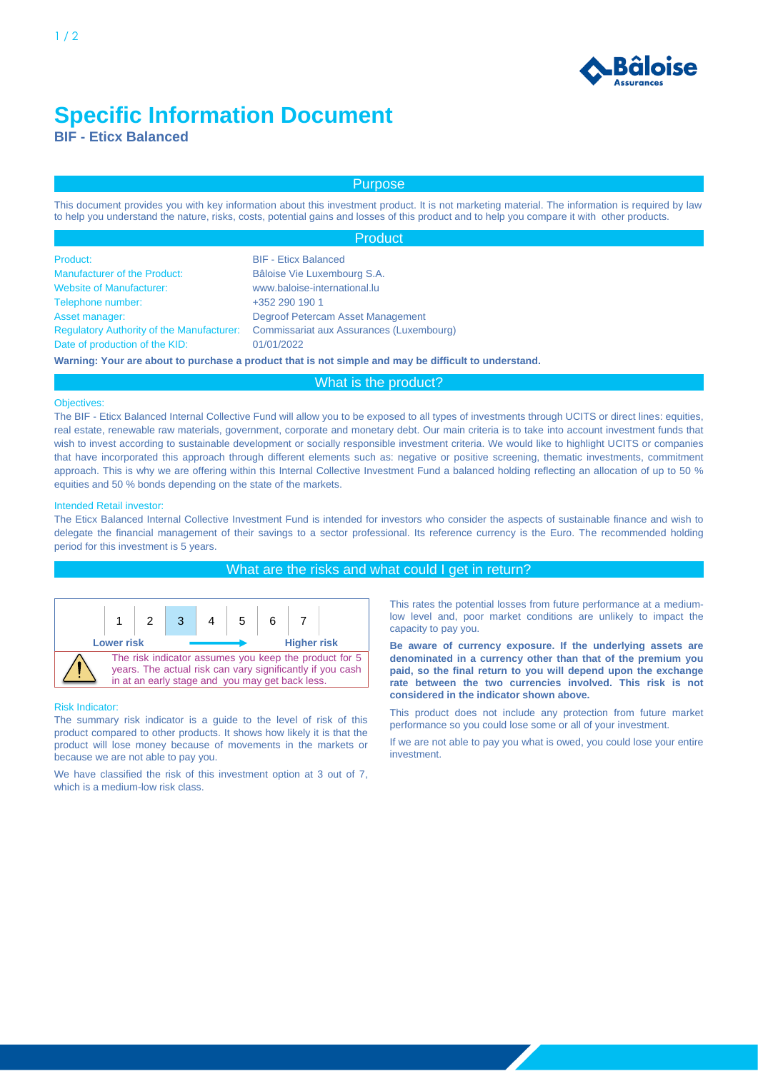# Specific Information Document

**BIF - Eticx Balanced**

## Purpose

This document provides you with key information about this investment product. It is not marketing material. The information is required by law to help you understand the nature, risks, costs, potential gains and losses of this product and to help you compare it with other products.

## Product

| | |
|---|---|
| Product: | BIF - Eticx Balanced |
| Manufacturer of the Product: | Bâloise Vie Luxembourg S.A. |
| Website of Manufacturer: | www.baloise-international.lu |
| Telephone number: | +352 290 190 1 |
| Asset manager: | Degroof Petercam Asset Management |
| Regulatory Authority of the Manufacturer: | Commissariat aux Assurances (Luxembourg) |
| Date of production of the KID: | 01/01/2022 |

**Warning: Your are about to purchase a product that is not simple and may be difficult to understand.**

## What is the product?

### Objectives:

The BIF - Eticx Balanced Internal Collective Fund will allow you to be exposed to all types of investments through UCITS or direct lines: equities, real estate, renewable raw materials, government, corporate and monetary debt. Our main criteria is to take into account investment funds that wish to invest according to sustainable development or socially responsible investment criteria. We would like to highlight UCITS or companies that have incorporated this approach through different elements such as: negative or positive screening, thematic investments, commitment approach. This is why we are offering within this Internal Collective Investment Fund a balanced holding reflecting an allocation of up to 50 % equities and 50 % bonds depending on the state of the markets.

### Intended Retail investor:

The Eticx Balanced Internal Collective Investment Fund is intended for investors who consider the aspects of sustainable finance and wish to delegate the financial management of their savings to a sector professional. Its reference currency is the Euro. The recommended holding period for this investment is 5 years.

## What are the risks and what could I get in return?

| 1 | 2 | **3** | 4 | 5 | 6 | 7 |
|---|---|---|---|---|---|---|

**Lower risk** → **Higher risk**

The risk indicator assumes you keep the product for 5 years. The actual risk can vary significantly if you cash in at an early stage and you may get back less.

### Risk Indicator:

The summary risk indicator is a guide to the level of risk of this product compared to other products. It shows how likely it is that the product will lose money because of movements in the markets or because we are not able to pay you.

We have classified the risk of this investment option at 3 out of 7, which is a medium-low risk class.

This rates the potential losses from future performance at a medium-low level and, poor market conditions are unlikely to impact the capacity to pay you.

**Be aware of currency exposure. If the underlying assets are denominated in a currency other than that of the premium you paid, so the final return to you will depend upon the exchange rate between the two currencies involved. This risk is not considered in the indicator shown above.**

This product does not include any protection from future market performance so you could lose some or all of your investment.

If we are not able to pay you what is owed, you could lose your entire investment.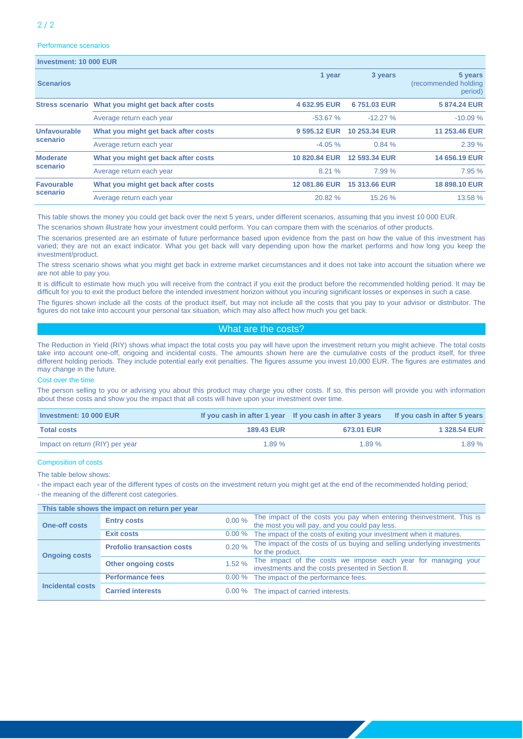### Performance scenarios

| Investment: 10 000 EUR | | | | |
|---|---|---|---|---|
| **Scenarios** | | **1 year** | **3 years** | **5 years** (recommended holding period) |
| **Stress scenario** | **What you might get back after costs** | **4 632.95 EUR** | **6 751.03 EUR** | **5 874.24 EUR** |
| | Average return each year | -53.67 % | -12.27 % | -10.09 % |
| **Unfavourable scenario** | **What you might get back after costs** | **9 595.12 EUR** | **10 253.34 EUR** | **11 253.46 EUR** |
| | Average return each year | -4.05 % | 0.84 % | 2.39 % |
| **Moderate scenario** | **What you might get back after costs** | **10 820.84 EUR** | **12 593.34 EUR** | **14 656.19 EUR** |
| | Average return each year | 8.21 % | 7.99 % | 7.95 % |
| **Favourable scenario** | **What you might get back after costs** | **12 081.86 EUR** | **15 313.66 EUR** | **18 898.10 EUR** |
| | Average return each year | 20.82 % | 15.26 % | 13.58 % |

This table shows the money you could get back over the next 5 years, under different scenarios, assuming that you invest 10 000 EUR.

The scenarios shown illustrate how your investment could perform. You can compare them with the scenarios of other products.

The scenarios presented are an estimate of future performance based upon evidence from the past on how the value of this investment has varied; they are not an exact indicator. What you get back will vary depending upon how the market performs and how long you keep the investment/product.

The stress scenario shows what you might get back in extreme market circumstances and it does not take into account the situation where we are not able to pay you.

It is difficult to estimate how much you will receive from the contract if you exit the product before the recommended holding period. It may be difficult for you to exit the product before the intended investment horizon without you incuring significant losses or expenses in such a case.

The figures shown include all the costs of the product itself, but may not include all the costs that you pay to your advisor or distributor. The figures do not take into account your personal tax situation, which may also affect how much you get back.

## What are the costs?

The Reduction in Yield (RIY) shows what impact the total costs you pay will have upon the investment return you might achieve. The total costs take into account one-off, ongoing and incidental costs. The amounts shown here are the cumulative costs of the product itself, for three different holding periods. They include potential early exit penalties. The figures assume you invest 10,000 EUR. The figures are estimates and may change in the future.

### Cost over the time

The person selling to you or advising you about this product may charge you other costs. If so, this person will provide you with information about these costs and show you the impact that all costs will have upon your investment over time.

| Investment: 10 000 EUR | If you cash in after 1 year | If you cash in after 3 years | If you cash in after 5 years |
|---|---|---|---|
| **Total costs** | **189.43 EUR** | **673.01 EUR** | **1 328.54 EUR** |
| Impact on return (RIY) per year | 1.89 % | 1.89 % | 1.89 % |

### Composition of costs

The table below shows:

- the impact each year of the different types of costs on the investment return you might get at the end of the recommended holding period;
- the meaning of the different cost categories.

| This table shows the impact on return per year | | | |
|---|---|---|---|
| **One-off costs** | **Entry costs** | 0.00 % | The impact of the costs you pay when entering theinvestment. This is the most you will pay, and you could pay less. |
| | **Exit costs** | 0.00 % | The impact of the costs of exiting your investment when it matures. |
| **Ongoing costs** | **Profolio transaction costs** | 0.20 % | The impact of the costs of us buying and selling underlying investments for the product. |
| | **Other ongoing costs** | 1.52 % | The impact of the costs we impose each year for managing your investments and the costs presented in Section II. |
| **Incidental costs** | **Performance fees** | 0.00 % | The impact of the performance fees. |
| | **Carried interests** | 0.00 % | The impact of carried interests. |